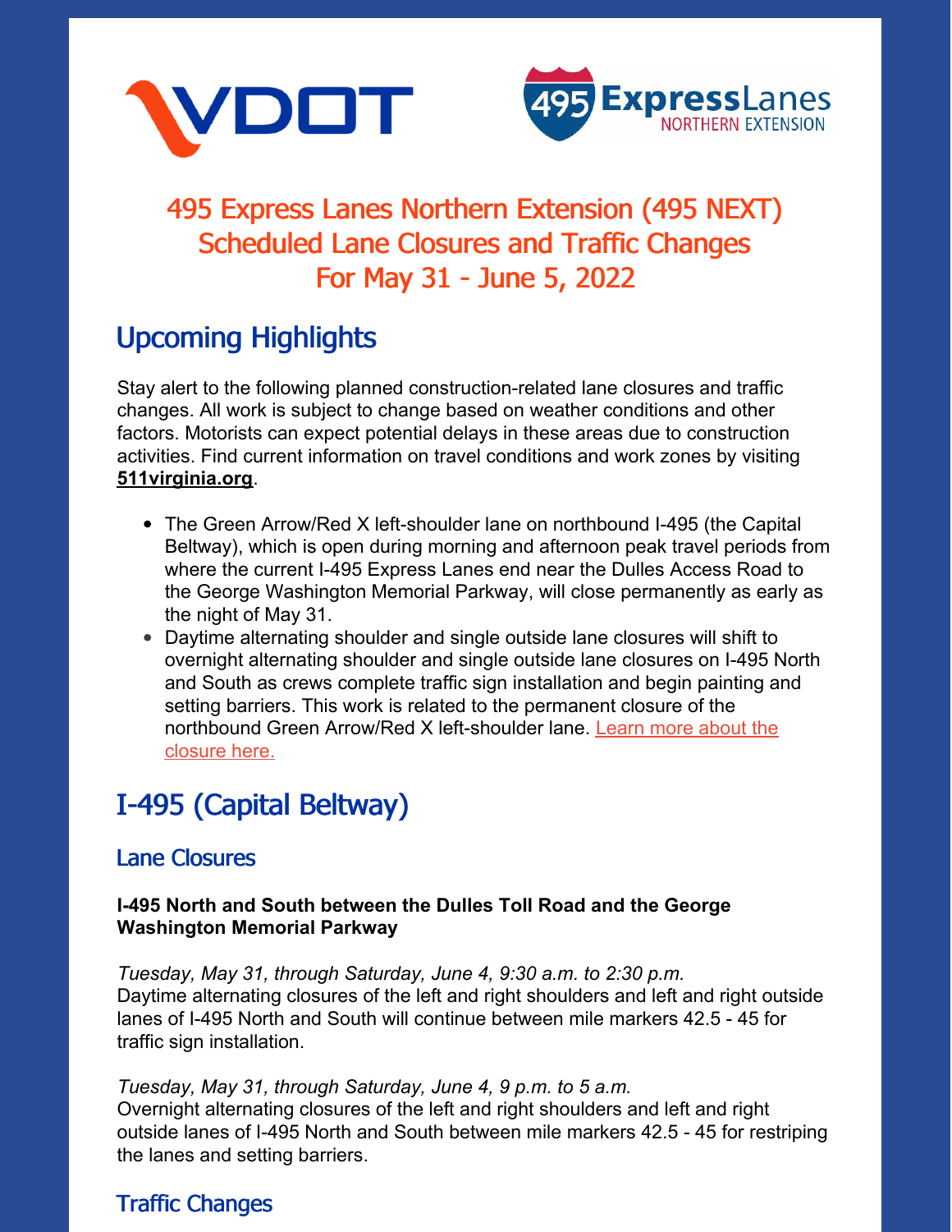# 495 Express Lanes Northern Extension (495 NEXT) Scheduled Lane Closures and Traffic Changes For May 31 - June 5, 2022

## Upcoming Highlights

Stay alert to the following planned construction-related lane closures and traffic changes. All work is subject to change based on weather conditions and other factors. Motorists can expect potential delays in these areas due to construction activities. Find current information on travel conditions and work zones by visiting **511virginia.org**.

- The Green Arrow/Red X left-shoulder lane on northbound I-495 (the Capital Beltway), which is open during morning and afternoon peak travel periods from where the current I-495 Express Lanes end near the Dulles Access Road to the George Washington Memorial Parkway, will close permanently as early as the night of May 31.
- Daytime alternating shoulder and single outside lane closures will shift to overnight alternating shoulder and single outside lane closures on I-495 North and South as crews complete traffic sign installation and begin painting and setting barriers. This work is related to the permanent closure of the northbound Green Arrow/Red X left-shoulder lane. Learn more about the closure here.

## I-495 (Capital Beltway)

### Lane Closures

**I-495 North and South between the Dulles Toll Road and the George Washington Memorial Parkway**

*Tuesday, May 31, through Saturday, June 4, 9:30 a.m. to 2:30 p.m.*
Daytime alternating closures of the left and right shoulders and left and right outside lanes of I-495 North and South will continue between mile markers 42.5 - 45 for traffic sign installation.

*Tuesday, May 31, through Saturday, June 4, 9 p.m. to 5 a.m.*
Overnight alternating closures of the left and right shoulders and left and right outside lanes of I-495 North and South between mile markers 42.5 - 45 for restriping the lanes and setting barriers.

### Traffic Changes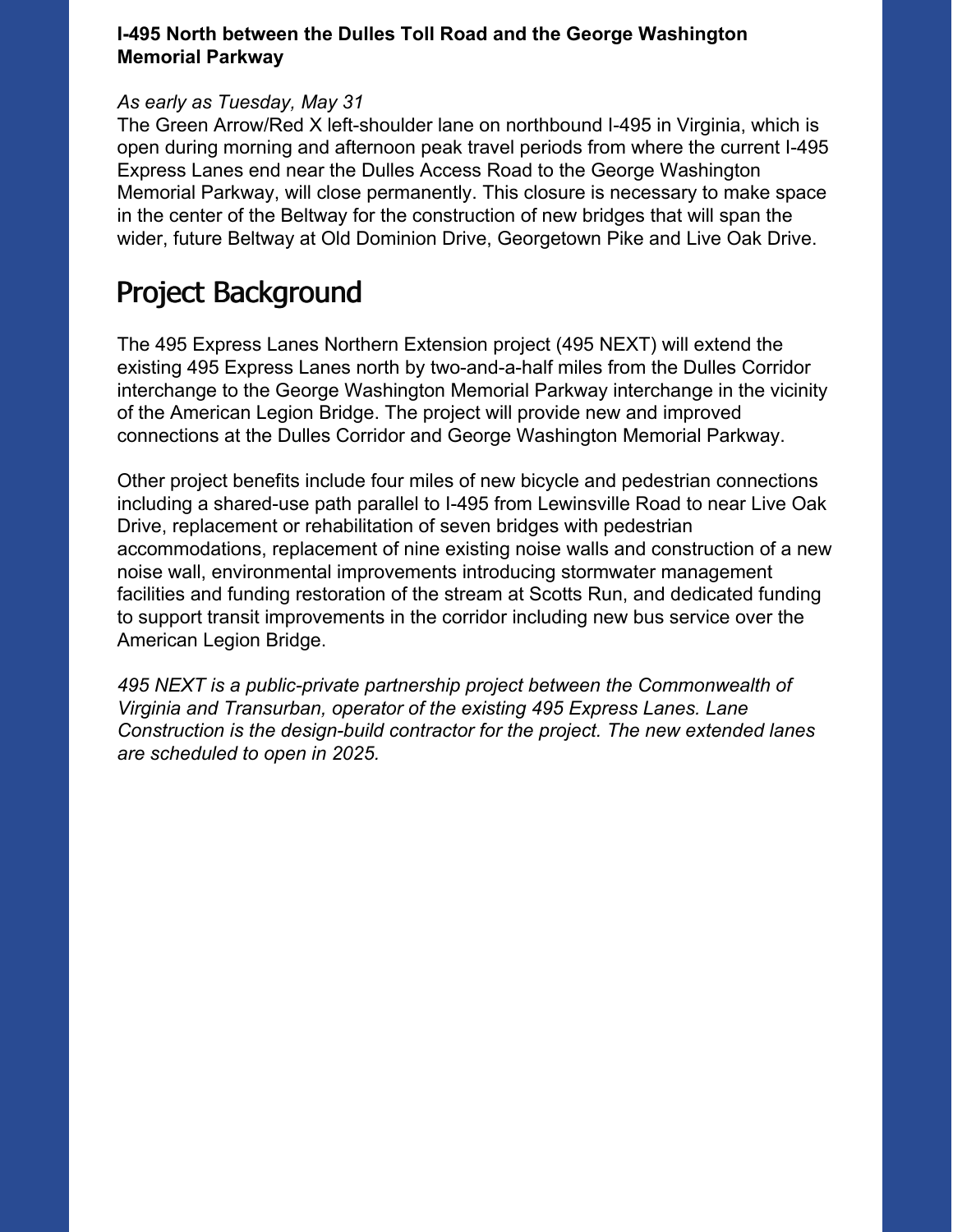**I-495 North between the Dulles Toll Road and the George Washington Memorial Parkway**

*As early as Tuesday, May 31*

The Green Arrow/Red X left-shoulder lane on northbound I-495 in Virginia, which is open during morning and afternoon peak travel periods from where the current I-495 Express Lanes end near the Dulles Access Road to the George Washington Memorial Parkway, will close permanently. This closure is necessary to make space in the center of the Beltway for the construction of new bridges that will span the wider, future Beltway at Old Dominion Drive, Georgetown Pike and Live Oak Drive.

## Project Background

The 495 Express Lanes Northern Extension project (495 NEXT) will extend the existing 495 Express Lanes north by two-and-a-half miles from the Dulles Corridor interchange to the George Washington Memorial Parkway interchange in the vicinity of the American Legion Bridge. The project will provide new and improved connections at the Dulles Corridor and George Washington Memorial Parkway.

Other project benefits include four miles of new bicycle and pedestrian connections including a shared-use path parallel to I-495 from Lewinsville Road to near Live Oak Drive, replacement or rehabilitation of seven bridges with pedestrian accommodations, replacement of nine existing noise walls and construction of a new noise wall, environmental improvements introducing stormwater management facilities and funding restoration of the stream at Scotts Run, and dedicated funding to support transit improvements in the corridor including new bus service over the American Legion Bridge.

*495 NEXT is a public-private partnership project between the Commonwealth of Virginia and Transurban, operator of the existing 495 Express Lanes. Lane Construction is the design-build contractor for the project. The new extended lanes are scheduled to open in 2025.*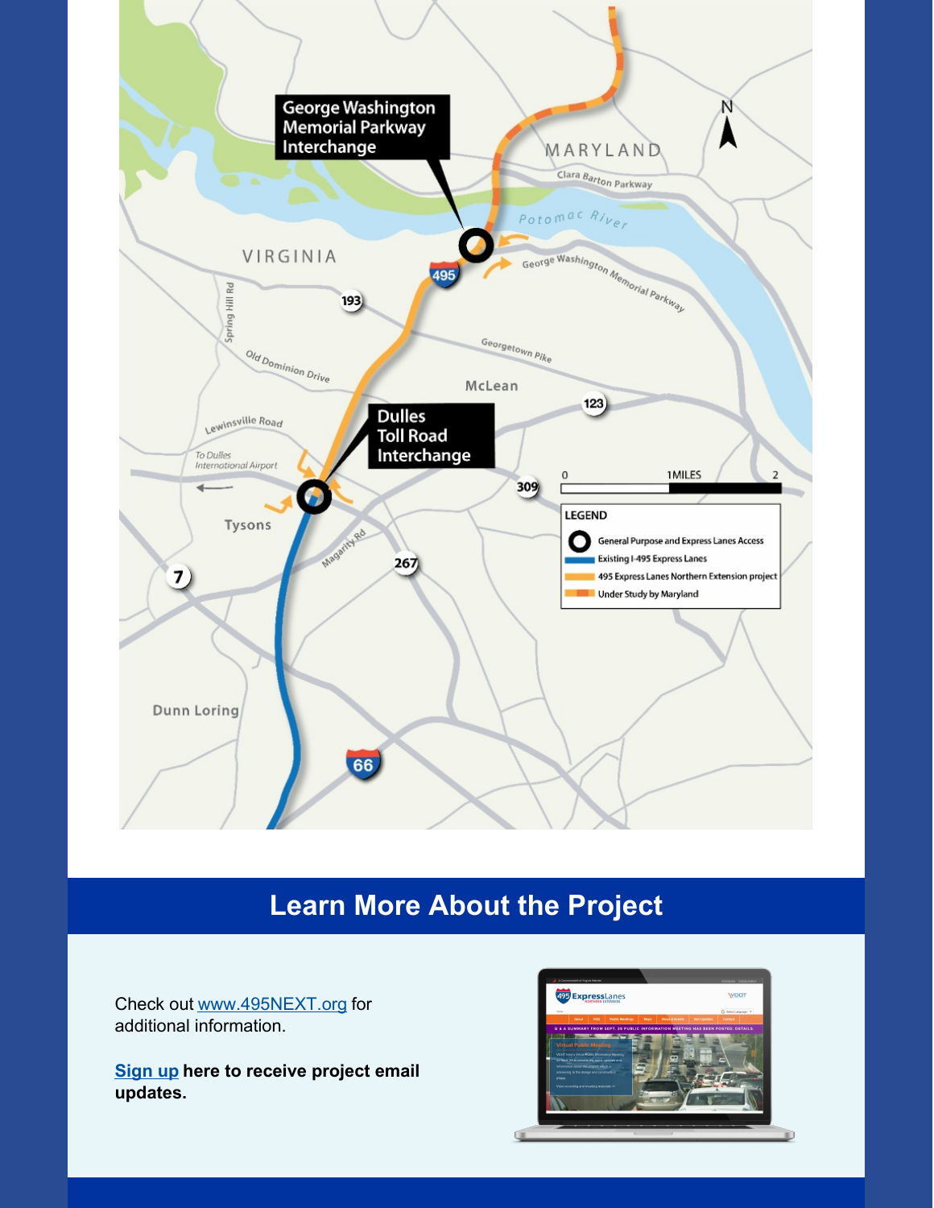George Washington Memorial Parkway Interchange

MARYLAND

Clara Barton Parkway

Potomac River

VIRGINIA

495

George Washington Memorial Parkway

193

Spring Hill Rd

Georgetown Pike

Old Dominion Drive

McLean

123

Lewinsville Road

Dulles Toll Road Interchange

To Dulles International Airport

309

Tysons

Magarity Rd

267

7

Dunn Loring

66

0 1 MILES 2

LEGEND

- General Purpose and Express Lanes Access
- Existing I-495 Express Lanes
- 495 Express Lanes Northern Extension project
- Under Study by Maryland

## Learn More About the Project

Check out www.495NEXT.org for additional information.

**Sign up here to receive project email updates.**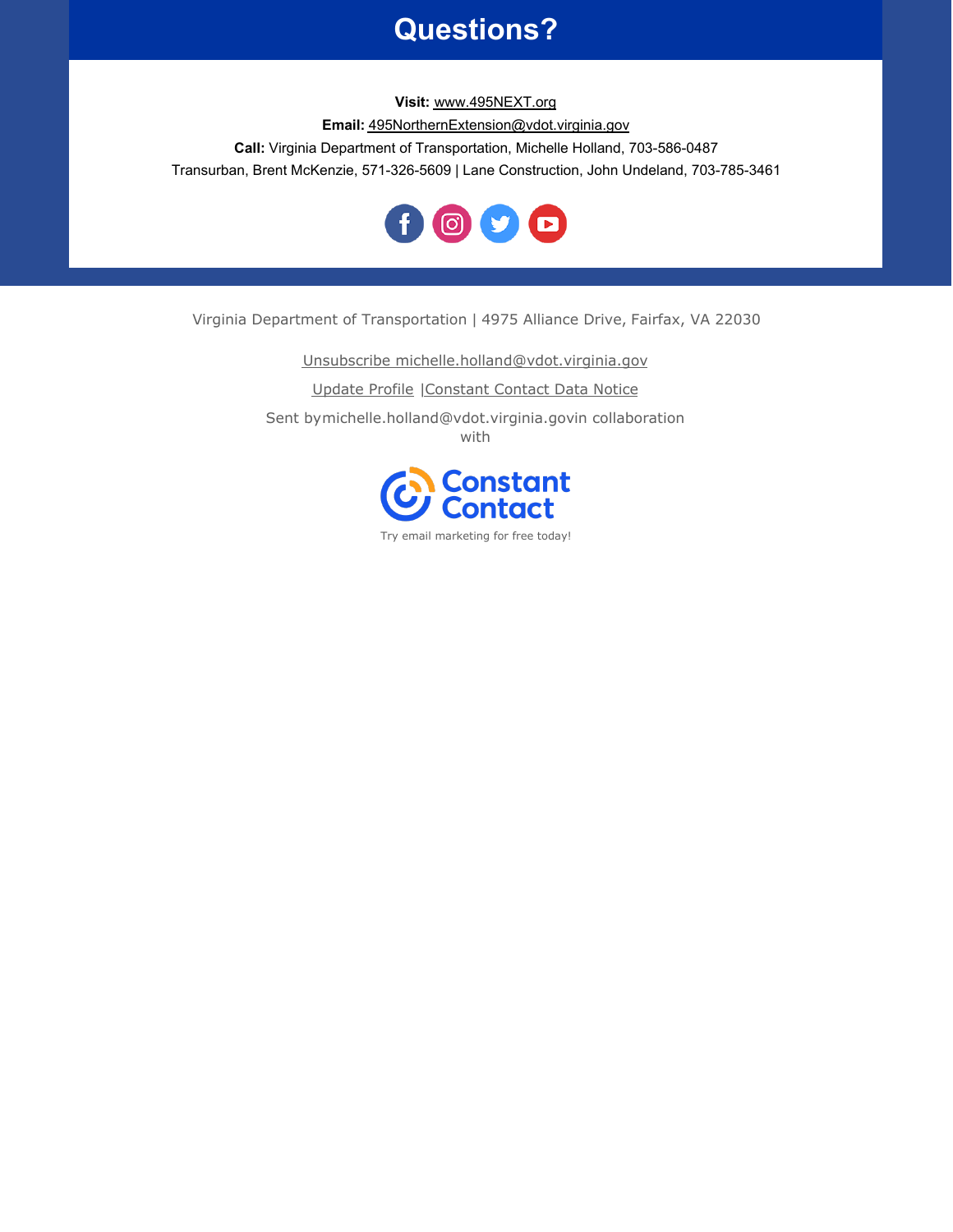# Questions?

**Visit:** www.495NEXT.org

**Email:** 495NorthernExtension@vdot.virginia.gov

**Call:** Virginia Department of Transportation, Michelle Holland, 703-586-0487

Transurban, Brent McKenzie, 571-326-5609 | Lane Construction, John Undeland, 703-785-3461

Virginia Department of Transportation | 4975 Alliance Drive, Fairfax, VA 22030

Unsubscribe michelle.holland@vdot.virginia.gov

Update Profile |Constant Contact Data Notice

Sent bymichelle.holland@vdot.virginia.govin collaboration with

Constant Contact

Try email marketing for free today!